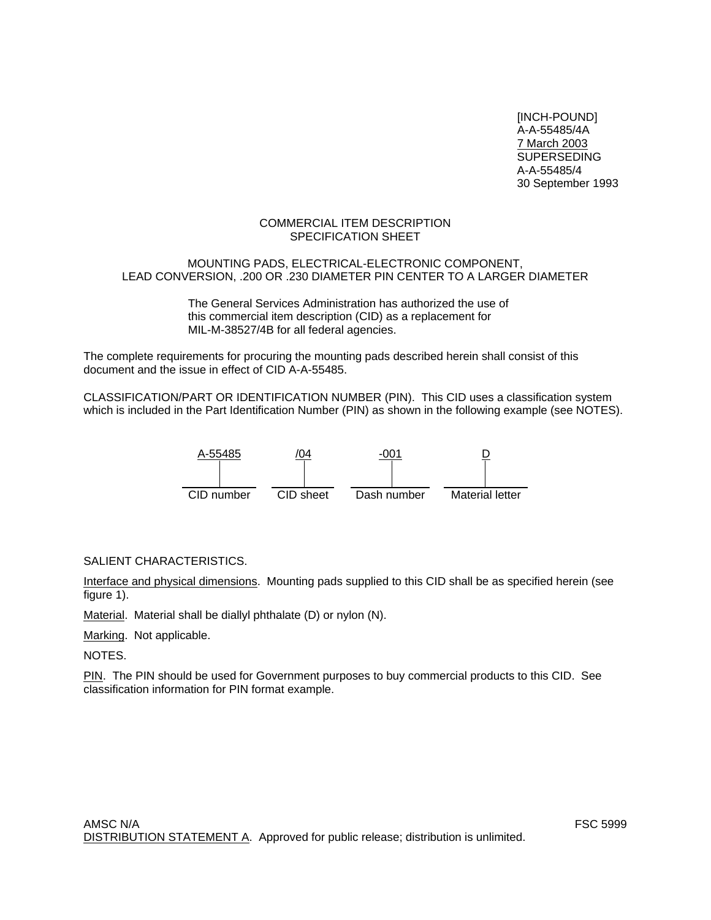[INCH-POUND]
A-A-55485/4A
7 March 2003
SUPERSEDING
A-A-55485/4
30 September 1993

# COMMERCIAL ITEM DESCRIPTION
# SPECIFICATION SHEET

## MOUNTING PADS, ELECTRICAL-ELECTRONIC COMPONENT, LEAD CONVERSION, .200 OR .230 DIAMETER PIN CENTER TO A LARGER DIAMETER

The General Services Administration has authorized the use of this commercial item description (CID) as a replacement for MIL-M-38527/4B for all federal agencies.

The complete requirements for procuring the mounting pads described herein shall consist of this document and the issue in effect of CID A-A-55485.

CLASSIFICATION/PART OR IDENTIFICATION NUMBER (PIN). This CID uses a classification system which is included in the Part Identification Number (PIN) as shown in the following example (see NOTES).

| A-55485 | /04 | -001 | D |
|---|---|---|---|
| CID number | CID sheet | Dash number | Material letter |

SALIENT CHARACTERISTICS.

Interface and physical dimensions. Mounting pads supplied to this CID shall be as specified herein (see figure 1).

Material. Material shall be diallyl phthalate (D) or nylon (N).

Marking. Not applicable.

NOTES.

PIN. The PIN should be used for Government purposes to buy commercial products to this CID. See classification information for PIN format example.

AMSC N/A FSC 5999
DISTRIBUTION STATEMENT A. Approved for public release; distribution is unlimited.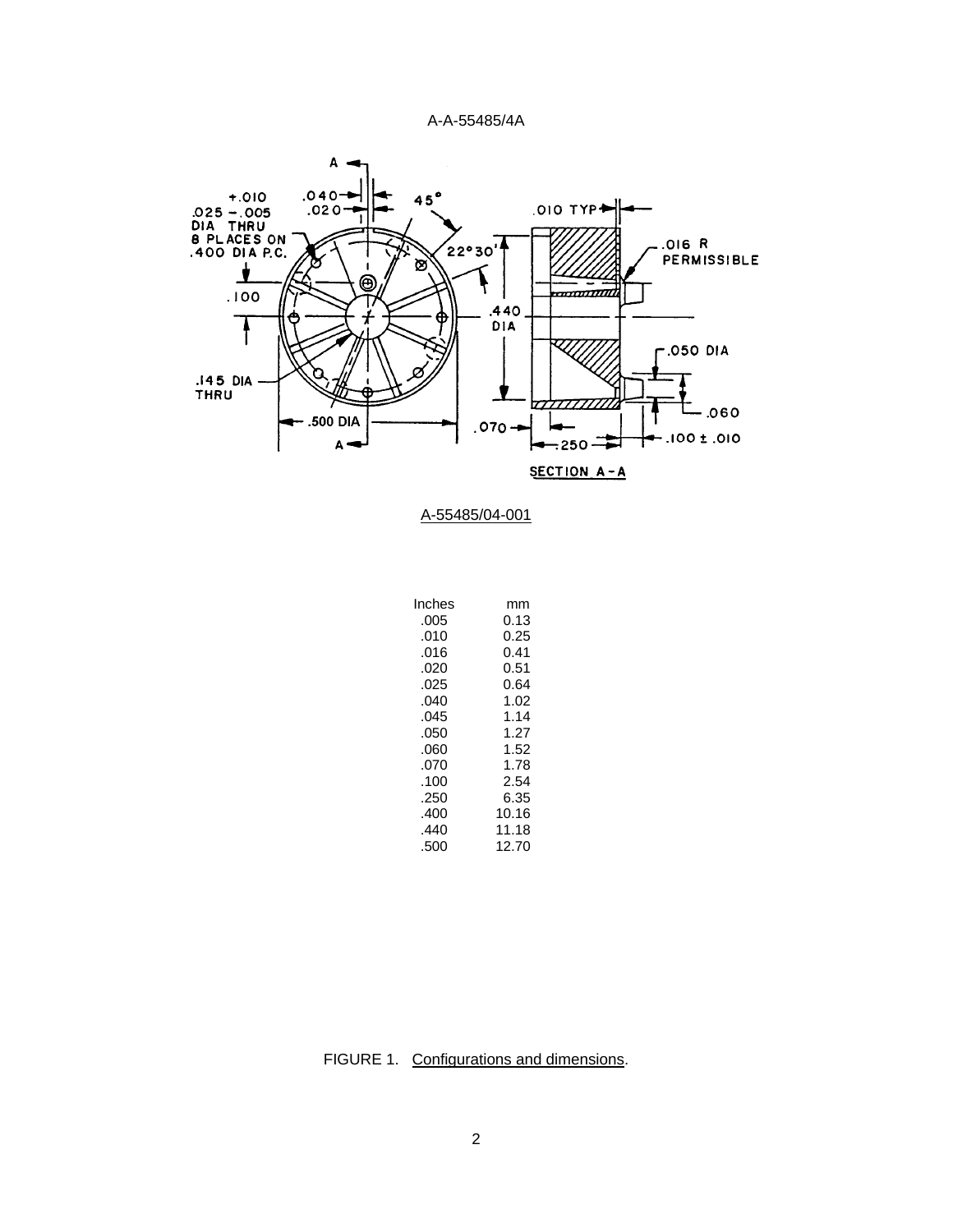A-55485/04-001

| Inches | mm |
|---|---|
| .005 | 0.13 |
| .010 | 0.25 |
| .016 | 0.41 |
| .020 | 0.51 |
| .025 | 0.64 |
| .040 | 1.02 |
| .045 | 1.14 |
| .050 | 1.27 |
| .060 | 1.52 |
| .070 | 1.78 |
| .100 | 2.54 |
| .250 | 6.35 |
| .400 | 10.16 |
| .440 | 11.18 |
| .500 | 12.70 |

FIGURE 1. Configurations and dimensions.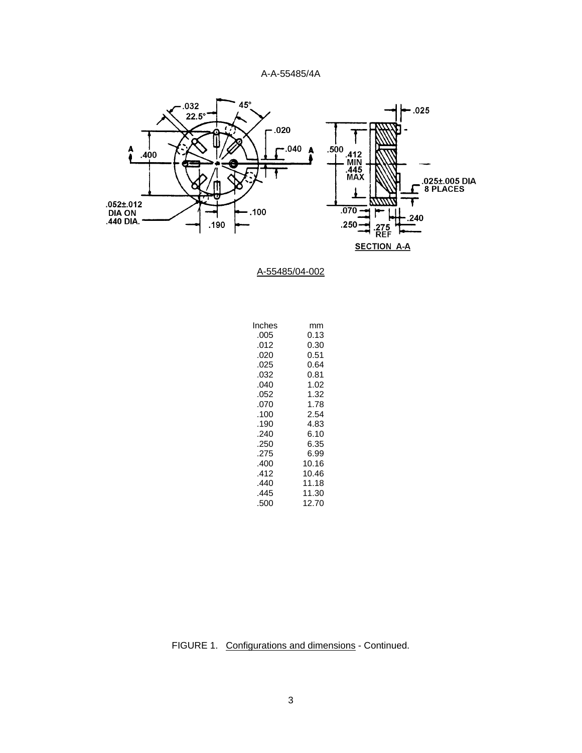A-55485/04-002

| Inches | mm |
|---|---|
| .005 | 0.13 |
| .012 | 0.30 |
| .020 | 0.51 |
| .025 | 0.64 |
| .032 | 0.81 |
| .040 | 1.02 |
| .052 | 1.32 |
| .070 | 1.78 |
| .100 | 2.54 |
| .190 | 4.83 |
| .240 | 6.10 |
| .250 | 6.35 |
| .275 | 6.99 |
| .400 | 10.16 |
| .412 | 10.46 |
| .440 | 11.18 |
| .445 | 11.30 |
| .500 | 12.70 |

FIGURE 1. Configurations and dimensions - Continued.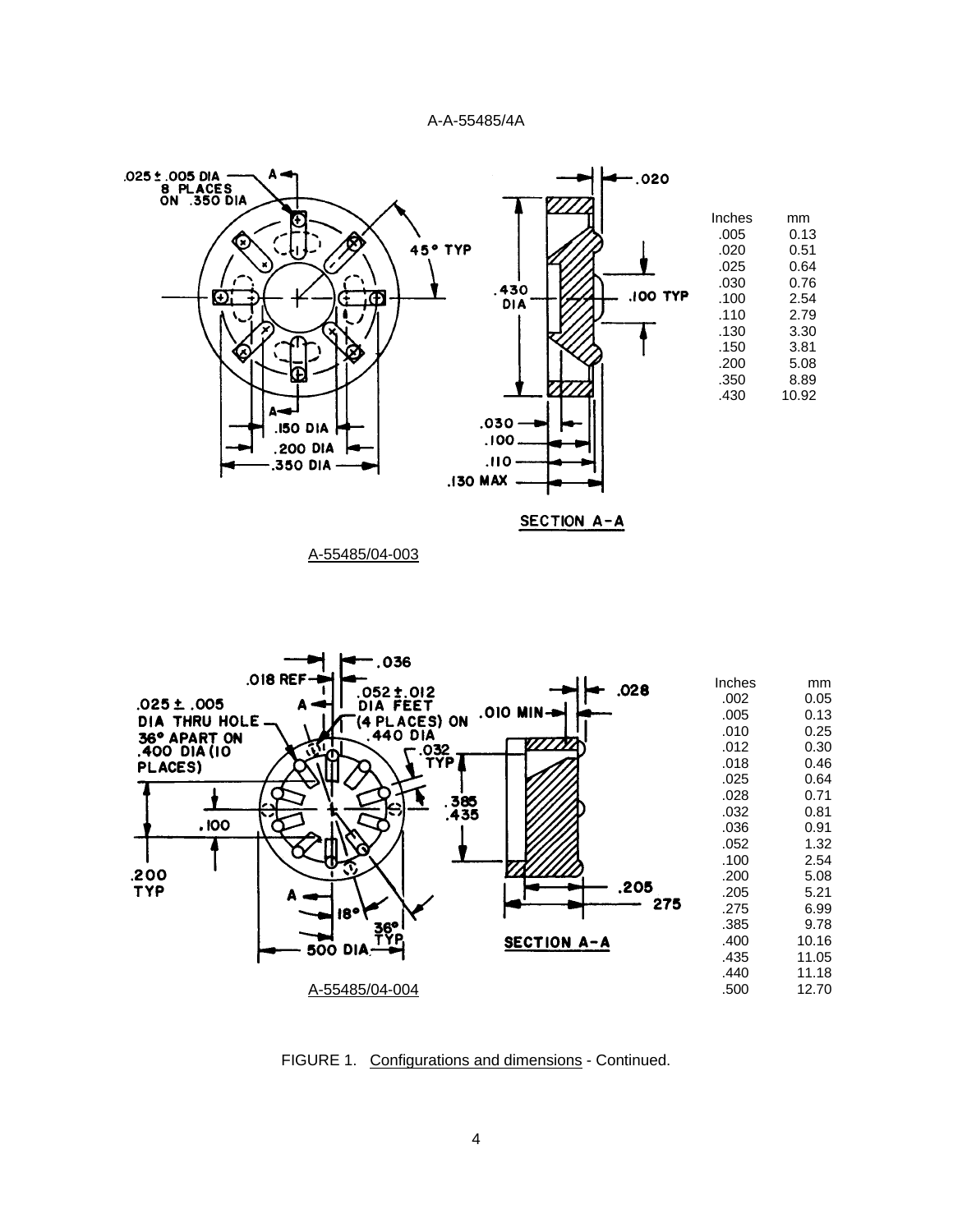A-55485/04-003

| Inches | mm |
|---|---|
| .005 | 0.13 |
| .020 | 0.51 |
| .025 | 0.64 |
| .030 | 0.76 |
| .100 | 2.54 |
| .110 | 2.79 |
| .130 | 3.30 |
| .150 | 3.81 |
| .200 | 5.08 |
| .350 | 8.89 |
| .430 | 10.92 |

A-55485/04-004

| Inches | mm |
|---|---|
| .002 | 0.05 |
| .005 | 0.13 |
| .010 | 0.25 |
| .012 | 0.30 |
| .018 | 0.46 |
| .025 | 0.64 |
| .028 | 0.71 |
| .032 | 0.81 |
| .036 | 0.91 |
| .052 | 1.32 |
| .100 | 2.54 |
| .200 | 5.08 |
| .205 | 5.21 |
| .275 | 6.99 |
| .385 | 9.78 |
| .400 | 10.16 |
| .435 | 11.05 |
| .440 | 11.18 |
| .500 | 12.70 |

FIGURE 1. Configurations and dimensions - Continued.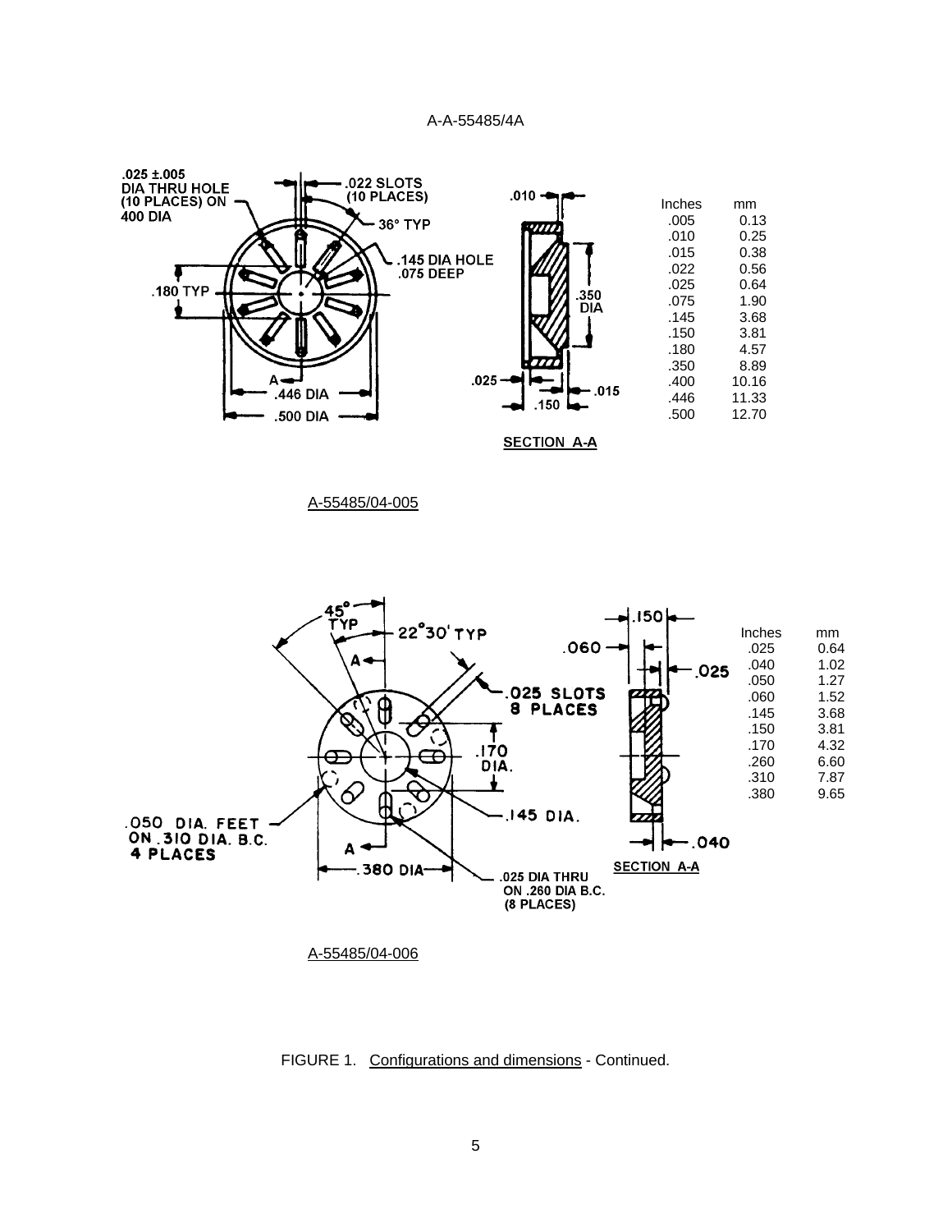| Inches | mm |
|---|---|
| .005 | 0.13 |
| .010 | 0.25 |
| .015 | 0.38 |
| .022 | 0.56 |
| .025 | 0.64 |
| .075 | 1.90 |
| .145 | 3.68 |
| .150 | 3.81 |
| .180 | 4.57 |
| .350 | 8.89 |
| .400 | 10.16 |
| .446 | 11.33 |
| .500 | 12.70 |

A-55485/04-005

| Inches | mm |
|---|---|
| .025 | 0.64 |
| .040 | 1.02 |
| .050 | 1.27 |
| .060 | 1.52 |
| .145 | 3.68 |
| .150 | 3.81 |
| .170 | 4.32 |
| .260 | 6.60 |
| .310 | 7.87 |
| .380 | 9.65 |

A-55485/04-006

FIGURE 1. Configurations and dimensions - Continued.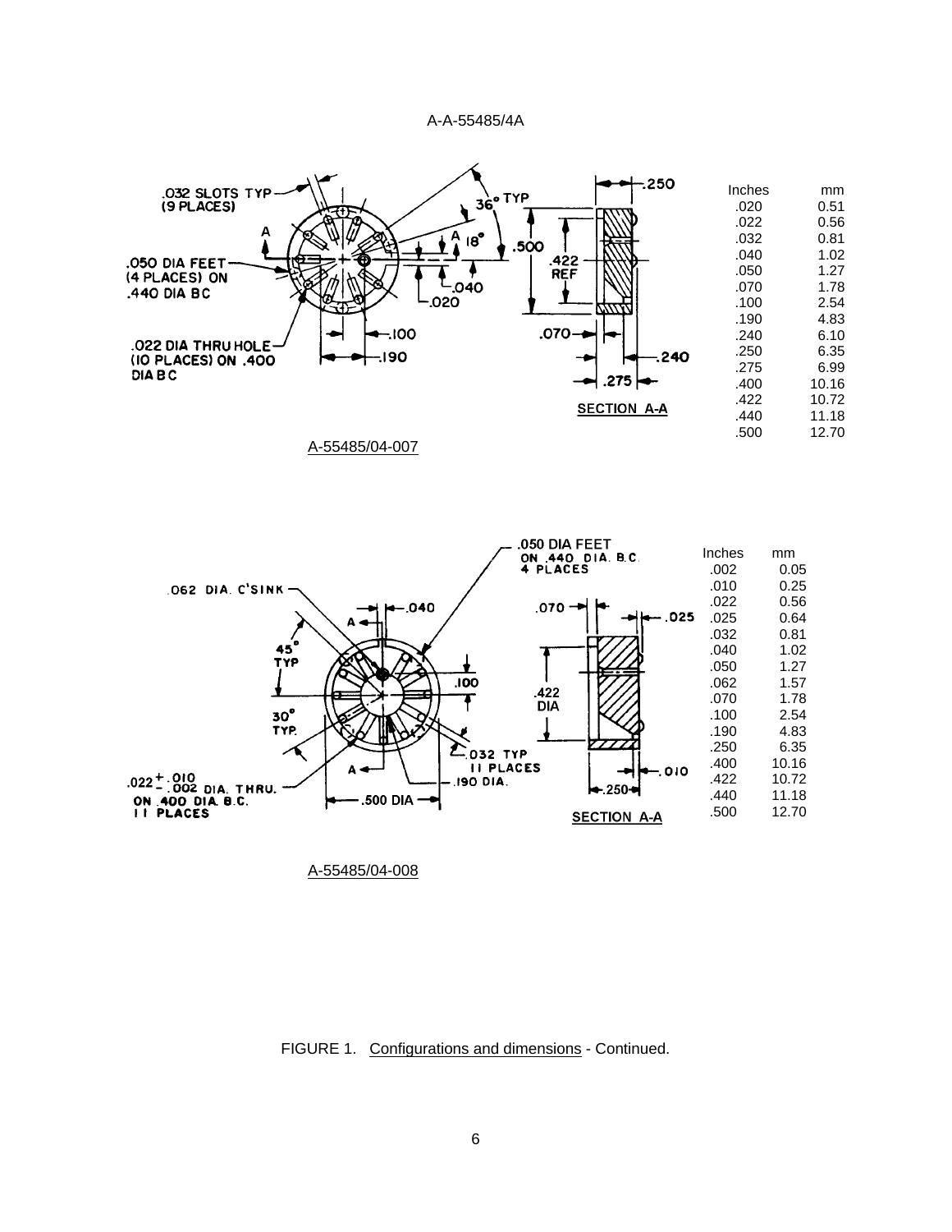| Inches | mm |
|---|---|
| .020 | 0.51 |
| .022 | 0.56 |
| .032 | 0.81 |
| .040 | 1.02 |
| .050 | 1.27 |
| .070 | 1.78 |
| .100 | 2.54 |
| .190 | 4.83 |
| .240 | 6.10 |
| .250 | 6.35 |
| .275 | 6.99 |
| .400 | 10.16 |
| .422 | 10.72 |
| .440 | 11.18 |
| .500 | 12.70 |

A-55485/04-007

| Inches | mm |
|---|---|
| .002 | 0.05 |
| .010 | 0.25 |
| .022 | 0.56 |
| .025 | 0.64 |
| .032 | 0.81 |
| .040 | 1.02 |
| .050 | 1.27 |
| .062 | 1.57 |
| .070 | 1.78 |
| .100 | 2.54 |
| .190 | 4.83 |
| .250 | 6.35 |
| .400 | 10.16 |
| .422 | 10.72 |
| .440 | 11.18 |
| .500 | 12.70 |

A-55485/04-008

FIGURE 1. Configurations and dimensions - Continued.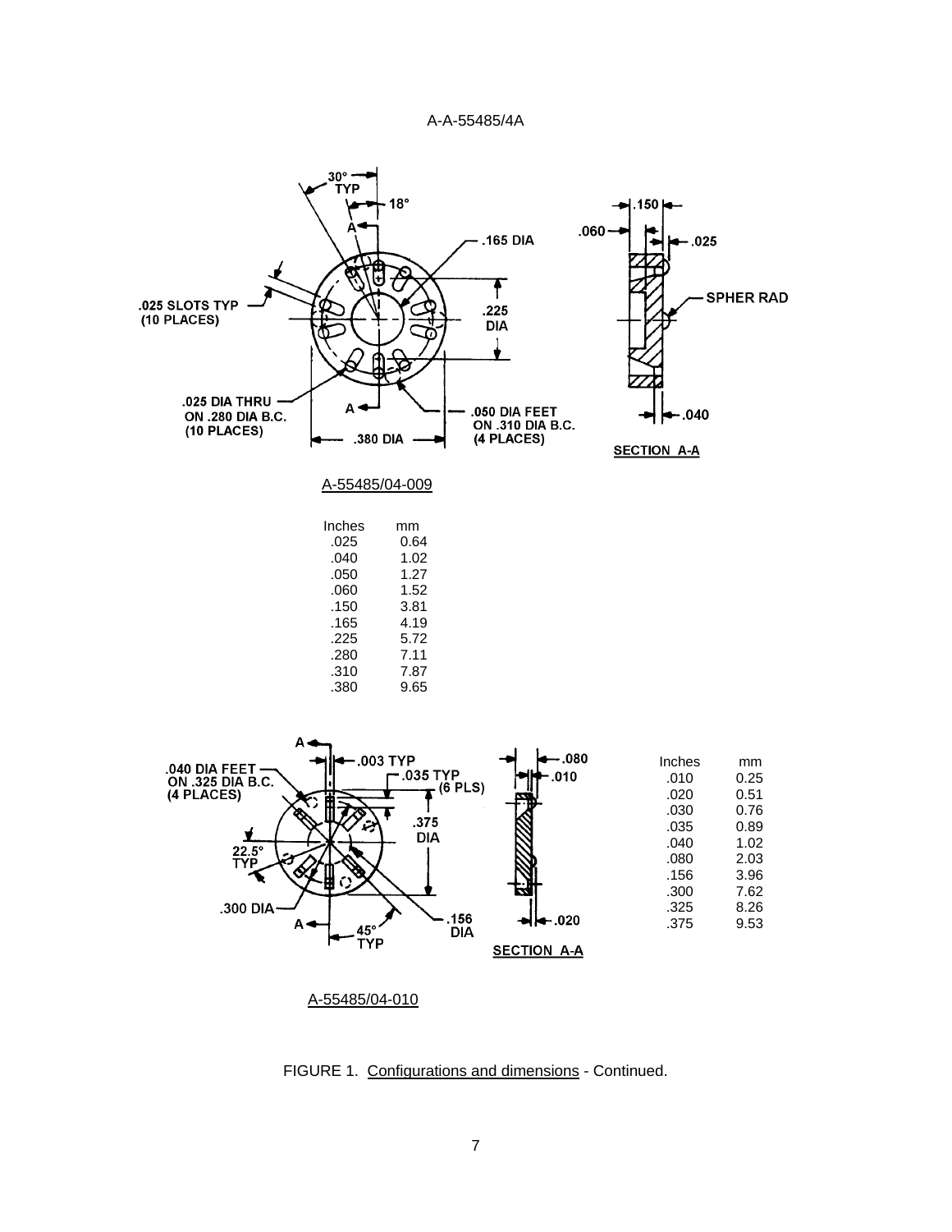A-A-55485/4A

.025 SLOTS TYP (10 PLACES)

30° TYP

18°

.165 DIA

.225 DIA

.025 DIA THRU ON .280 DIA B.C. (10 PLACES)

.380 DIA

.050 DIA FEET ON .310 DIA B.C. (4 PLACES)

.150

.060

.025

SPHER RAD

.040

SECTION A-A

A-55485/04-009

| Inches | mm |
|---|---|
| .025 | 0.64 |
| .040 | 1.02 |
| .050 | 1.27 |
| .060 | 1.52 |
| .150 | 3.81 |
| .165 | 4.19 |
| .225 | 5.72 |
| .280 | 7.11 |
| .310 | 7.87 |
| .380 | 9.65 |

.040 DIA FEET ON .325 DIA B.C. (4 PLACES)

.003 TYP

.035 TYP (6 PLS)

.375 DIA

22.5° TYP

.300 DIA

45° TYP

.156 DIA

.080

.010

.020

SECTION A-A

| Inches | mm |
|---|---|
| .010 | 0.25 |
| .020 | 0.51 |
| .030 | 0.76 |
| .035 | 0.89 |
| .040 | 1.02 |
| .080 | 2.03 |
| .156 | 3.96 |
| .300 | 7.62 |
| .325 | 8.26 |
| .375 | 9.53 |

A-55485/04-010

FIGURE 1. Configurations and dimensions - Continued.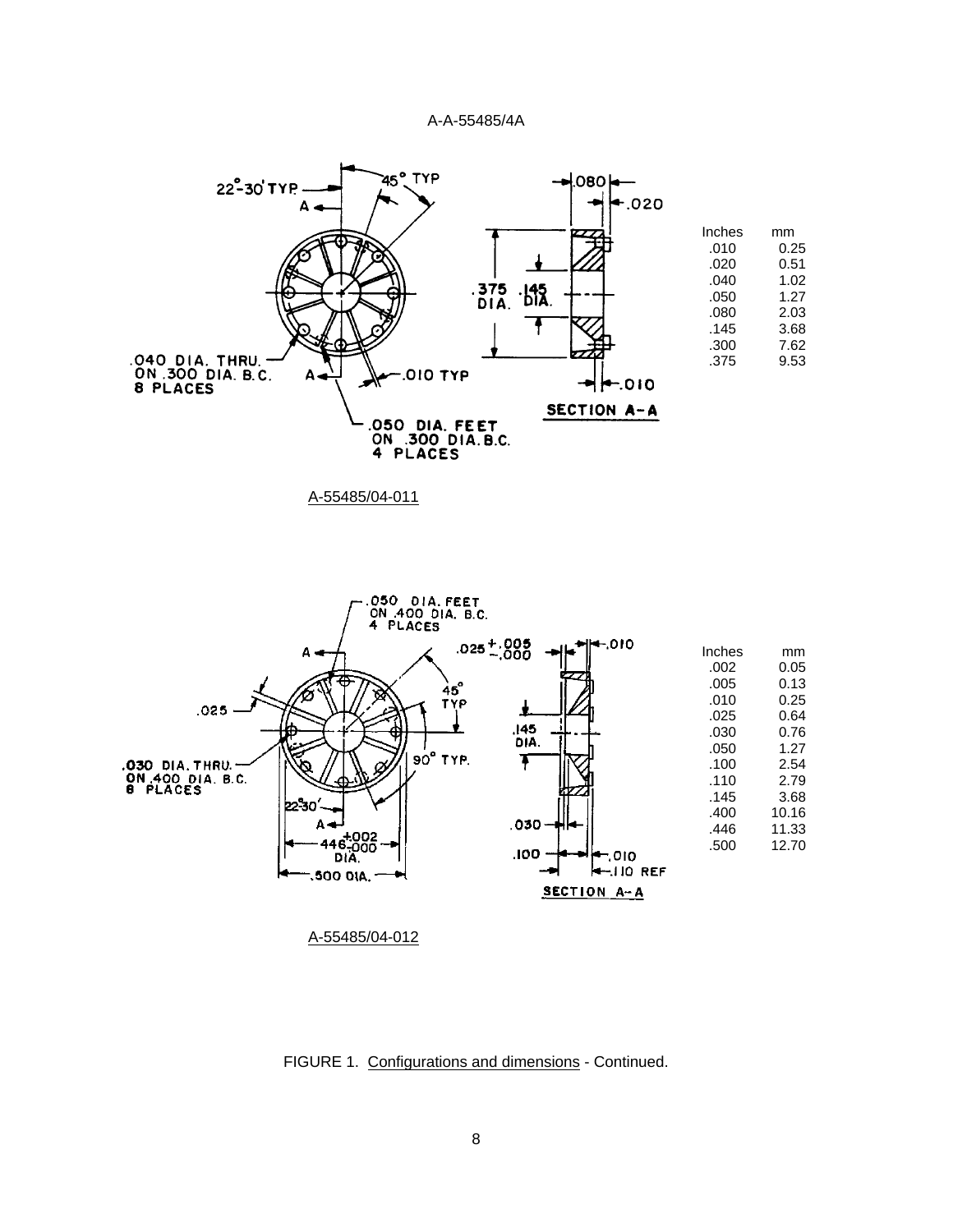.040 DIA. THRU. ON .300 DIA. B.C. 8 PLACES

.050 DIA. FEET ON .300 DIA. B.C. 4 PLACES

| Inches | mm |
|---|---|
| .010 | 0.25 |
| .020 | 0.51 |
| .040 | 1.02 |
| .050 | 1.27 |
| .080 | 2.03 |
| .145 | 3.68 |
| .300 | 7.62 |
| .375 | 9.53 |

A-55485/04-011

.050 DIA. FEET ON .400 DIA. B.C. 4 PLACES

.030 DIA. THRU. ON .400 DIA. B.C. 8 PLACES

| Inches | mm |
|---|---|
| .002 | 0.05 |
| .005 | 0.13 |
| .010 | 0.25 |
| .025 | 0.64 |
| .030 | 0.76 |
| .050 | 1.27 |
| .100 | 2.54 |
| .110 | 2.79 |
| .145 | 3.68 |
| .400 | 10.16 |
| .446 | 11.33 |
| .500 | 12.70 |

A-55485/04-012

FIGURE 1. Configurations and dimensions - Continued.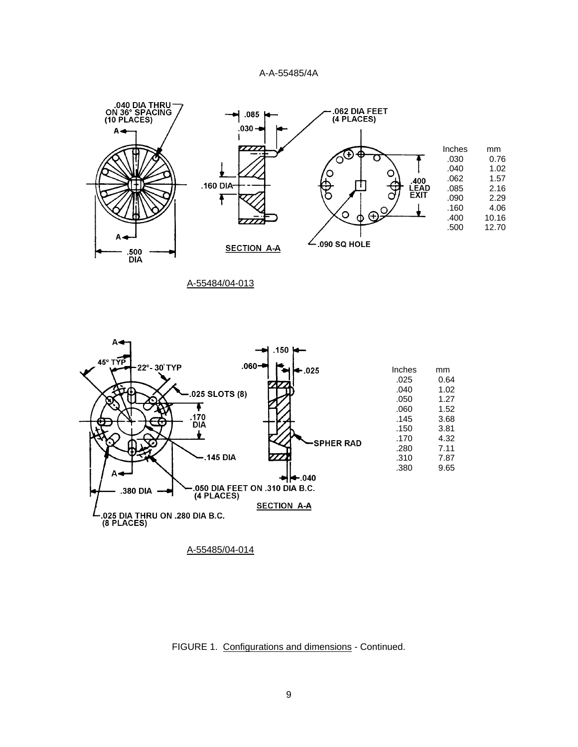.040 DIA THRU ON 36° SPACING (10 PLACES)

.085

.030

.062 DIA FEET (4 PLACES)

.160 DIA

.400 LEAD EXIT

.500 DIA

SECTION A-A

.090 SQ HOLE

| Inches | mm |
|---|---|
| .030 | 0.76 |
| .040 | 1.02 |
| .062 | 1.57 |
| .085 | 2.16 |
| .090 | 2.29 |
| .160 | 4.06 |
| .400 | 10.16 |
| .500 | 12.70 |

A-55484/04-013

45° TYP

22°- 30' TYP

.025 SLOTS (8)

.170 DIA

.145 DIA

.380 DIA

.050 DIA FEET ON .310 DIA B.C. (4 PLACES)

.025 DIA THRU ON .280 DIA B.C. (8 PLACES)

.150

.060

.025

SPHER RAD

.040

SECTION A-A

| Inches | mm |
|---|---|
| .025 | 0.64 |
| .040 | 1.02 |
| .050 | 1.27 |
| .060 | 1.52 |
| .145 | 3.68 |
| .150 | 3.81 |
| .170 | 4.32 |
| .280 | 7.11 |
| .310 | 7.87 |
| .380 | 9.65 |

A-55485/04-014

FIGURE 1. Configurations and dimensions - Continued.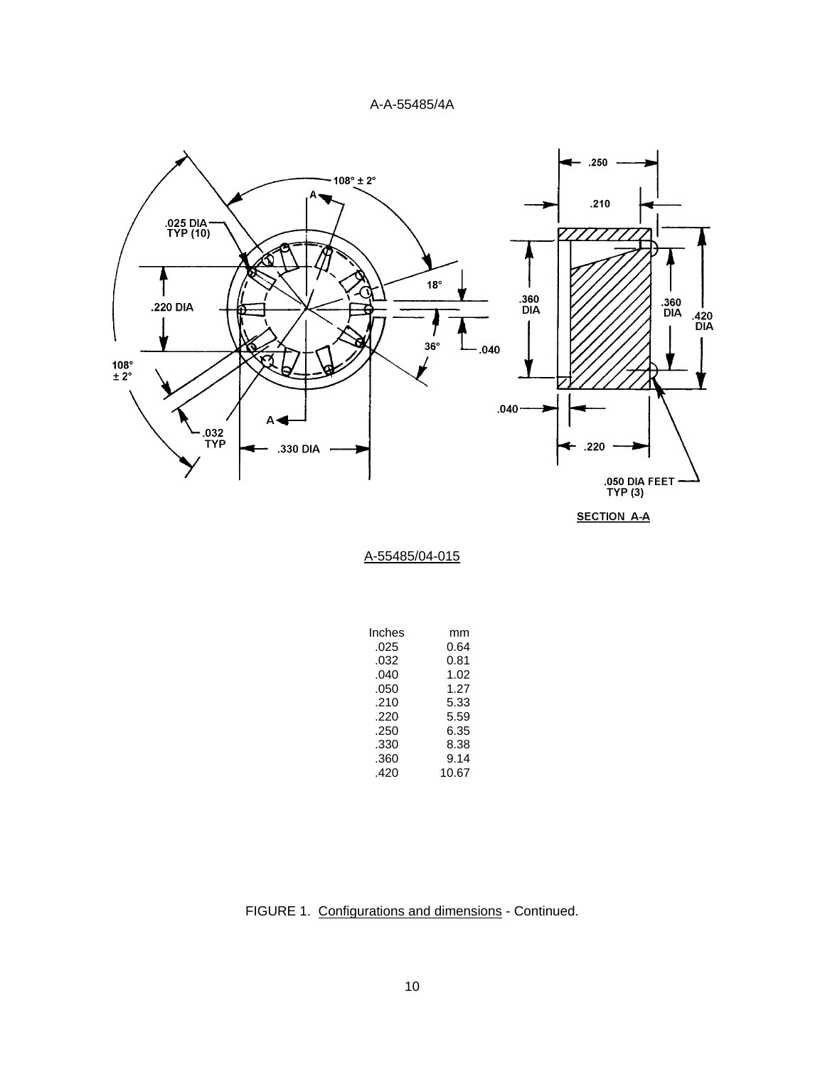A-55485/04-015

| Inches | mm |
|---|---|
| .025 | 0.64 |
| .032 | 0.81 |
| .040 | 1.02 |
| .050 | 1.27 |
| .210 | 5.33 |
| .220 | 5.59 |
| .250 | 6.35 |
| .330 | 8.38 |
| .360 | 9.14 |
| .420 | 10.67 |

FIGURE 1. Configurations and dimensions - Continued.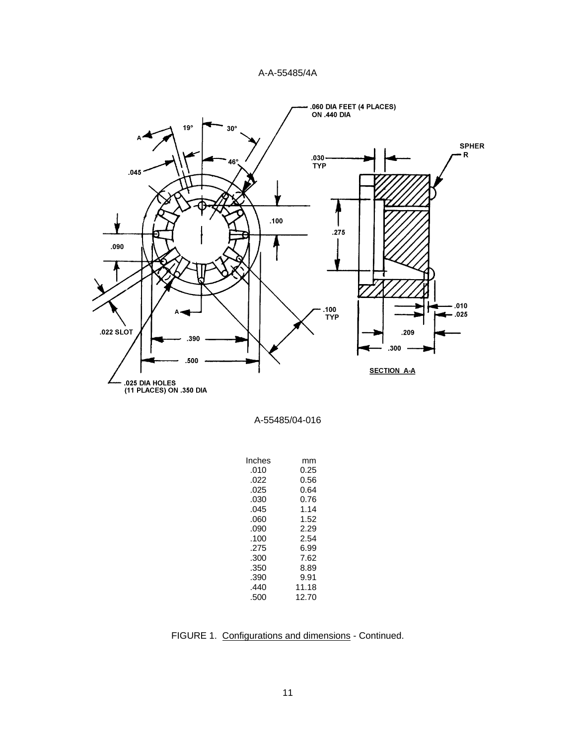A-55485/04-016

| Inches | mm |
|---|---|
| .010 | 0.25 |
| .022 | 0.56 |
| .025 | 0.64 |
| .030 | 0.76 |
| .045 | 1.14 |
| .060 | 1.52 |
| .090 | 2.29 |
| .100 | 2.54 |
| .275 | 6.99 |
| .300 | 7.62 |
| .350 | 8.89 |
| .390 | 9.91 |
| .440 | 11.18 |
| .500 | 12.70 |

FIGURE 1. Configurations and dimensions - Continued.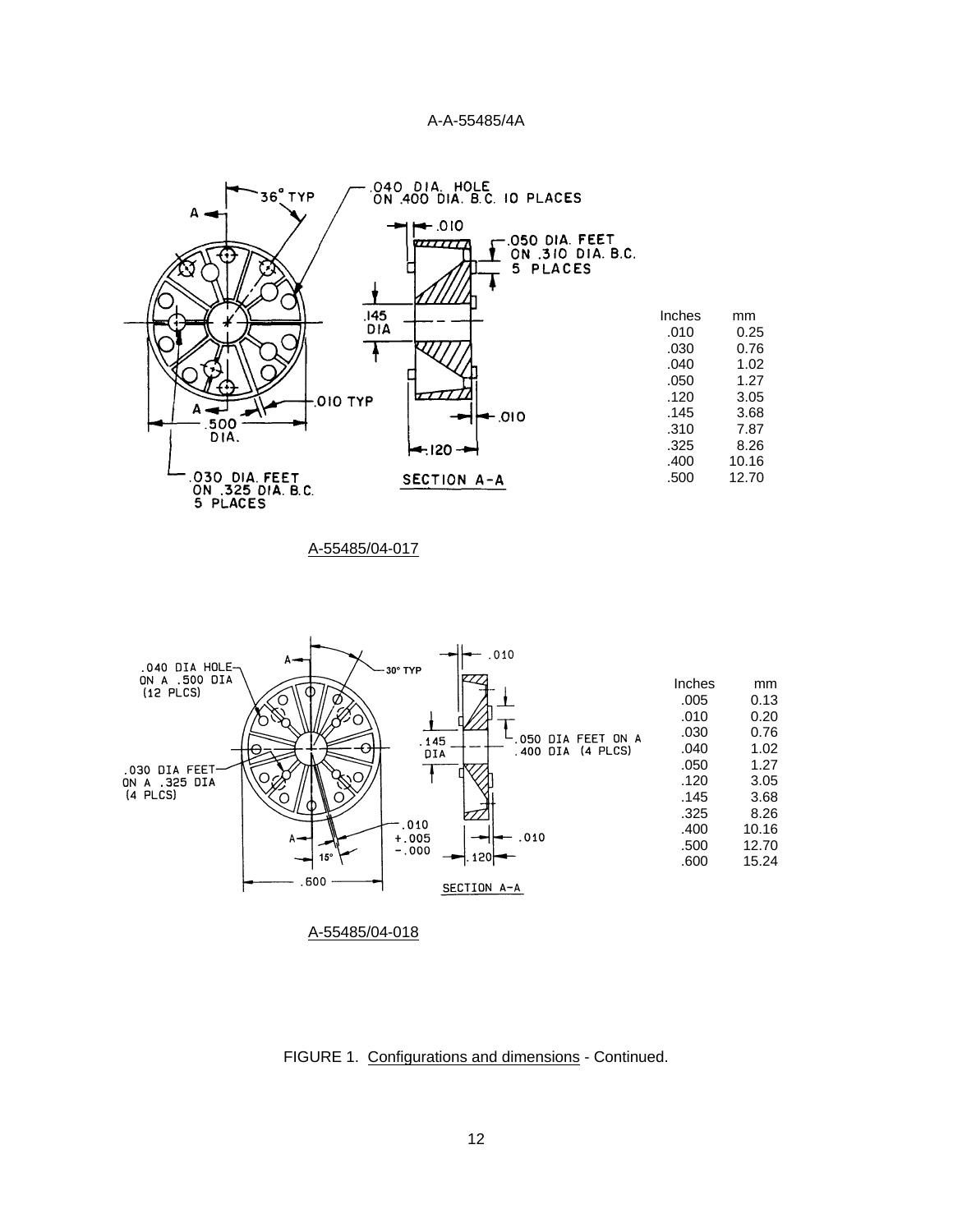.040 DIA. HOLE ON .400 DIA. B.C. 10 PLACES

36° TYP

.050 DIA. FEET ON .310 DIA. B.C. 5 PLACES

.145 DIA

.010 TYP

.500 DIA.

.030 DIA. FEET ON .325 DIA. B.C. 5 PLACES

.010

.120

SECTION A-A

| Inches | mm |
|---|---|
| .010 | 0.25 |
| .030 | 0.76 |
| .040 | 1.02 |
| .050 | 1.27 |
| .120 | 3.05 |
| .145 | 3.68 |
| .310 | 7.87 |
| .325 | 8.26 |
| .400 | 10.16 |
| .500 | 12.70 |

A-55485/04-017

.040 DIA HOLE ON A .500 DIA (12 PLCS)

30° TYP

.030 DIA FEET ON A .325 DIA (4 PLCS)

.050 DIA FEET ON A .400 DIA (4 PLCS)

.145 DIA

.010 +.005 -.000

15°

.600

.010

.120

SECTION A-A

| Inches | mm |
|---|---|
| .005 | 0.13 |
| .010 | 0.20 |
| .030 | 0.76 |
| .040 | 1.02 |
| .050 | 1.27 |
| .120 | 3.05 |
| .145 | 3.68 |
| .325 | 8.26 |
| .400 | 10.16 |
| .500 | 12.70 |
| .600 | 15.24 |

A-55485/04-018

FIGURE 1. Configurations and dimensions - Continued.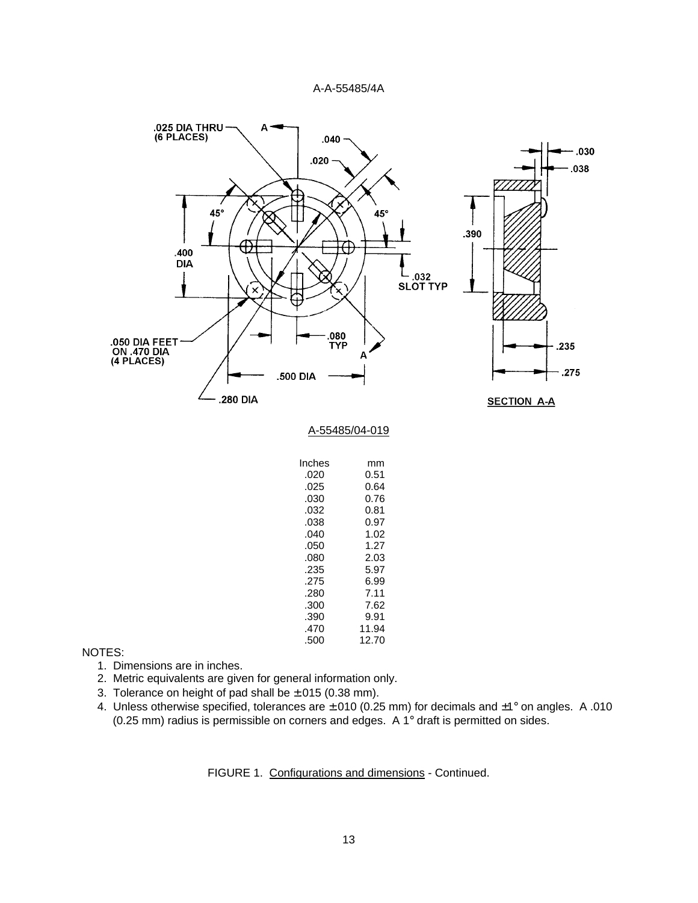A-55485/04-019

| Inches | mm |
|---|---|
| .020 | 0.51 |
| .025 | 0.64 |
| .030 | 0.76 |
| .032 | 0.81 |
| .038 | 0.97 |
| .040 | 1.02 |
| .050 | 1.27 |
| .080 | 2.03 |
| .235 | 5.97 |
| .275 | 6.99 |
| .280 | 7.11 |
| .300 | 7.62 |
| .390 | 9.91 |
| .470 | 11.94 |
| .500 | 12.70 |

NOTES:

1. Dimensions are in inches.
2. Metric equivalents are given for general information only.
3. Tolerance on height of pad shall be ±.015 (0.38 mm).
4. Unless otherwise specified, tolerances are ±.010 (0.25 mm) for decimals and ±1° on angles. A .010 (0.25 mm) radius is permissible on corners and edges. A 1° draft is permitted on sides.

FIGURE 1. Configurations and dimensions - Continued.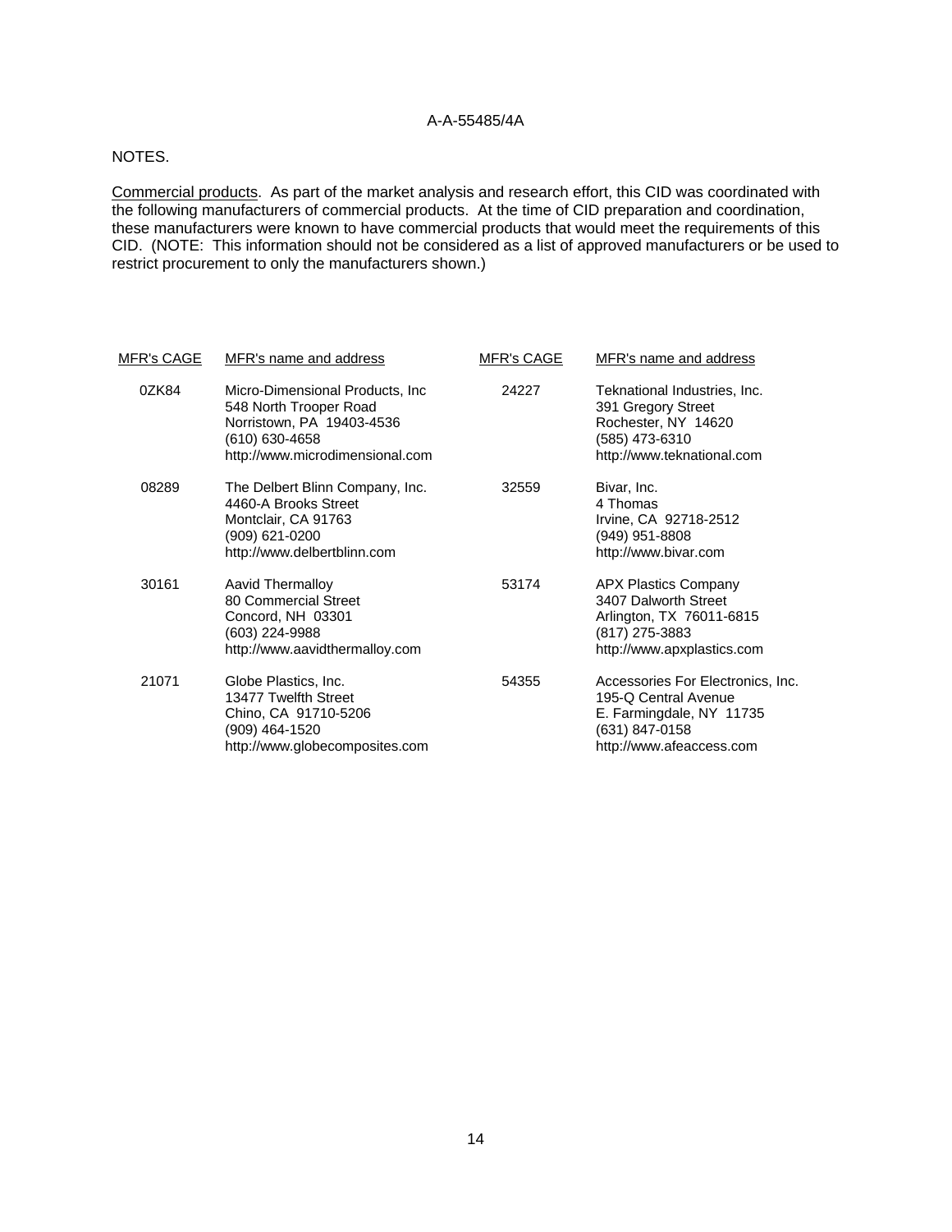NOTES.

Commercial products. As part of the market analysis and research effort, this CID was coordinated with the following manufacturers of commercial products. At the time of CID preparation and coordination, these manufacturers were known to have commercial products that would meet the requirements of this CID. (NOTE: This information should not be considered as a list of approved manufacturers or be used to restrict procurement to only the manufacturers shown.)

| MFR's CAGE | MFR's name and address | MFR's CAGE | MFR's name and address |
|---|---|---|---|
| 0ZK84 | Micro-Dimensional Products, Inc<br>548 North Trooper Road<br>Norristown, PA 19403-4536<br>(610) 630-4658<br>http://www.microdimensional.com | 24227 | Teknational Industries, Inc.<br>391 Gregory Street<br>Rochester, NY 14620<br>(585) 473-6310<br>http://www.teknational.com |
| 08289 | The Delbert Blinn Company, Inc.<br>4460-A Brooks Street<br>Montclair, CA 91763<br>(909) 621-0200<br>http://www.delbertblinn.com | 32559 | Bivar, Inc.<br>4 Thomas<br>Irvine, CA 92718-2512<br>(949) 951-8808<br>http://www.bivar.com |
| 30161 | Aavid Thermalloy<br>80 Commercial Street<br>Concord, NH 03301<br>(603) 224-9988<br>http://www.aavidthermalloy.com | 53174 | APX Plastics Company<br>3407 Dalworth Street<br>Arlington, TX 76011-6815<br>(817) 275-3883<br>http://www.apxplastics.com |
| 21071 | Globe Plastics, Inc.<br>13477 Twelfth Street<br>Chino, CA 91710-5206<br>(909) 464-1520<br>http://www.globecomposites.com | 54355 | Accessories For Electronics, Inc.<br>195-Q Central Avenue<br>E. Farmingdale, NY 11735<br>(631) 847-0158<br>http://www.afeaccess.com |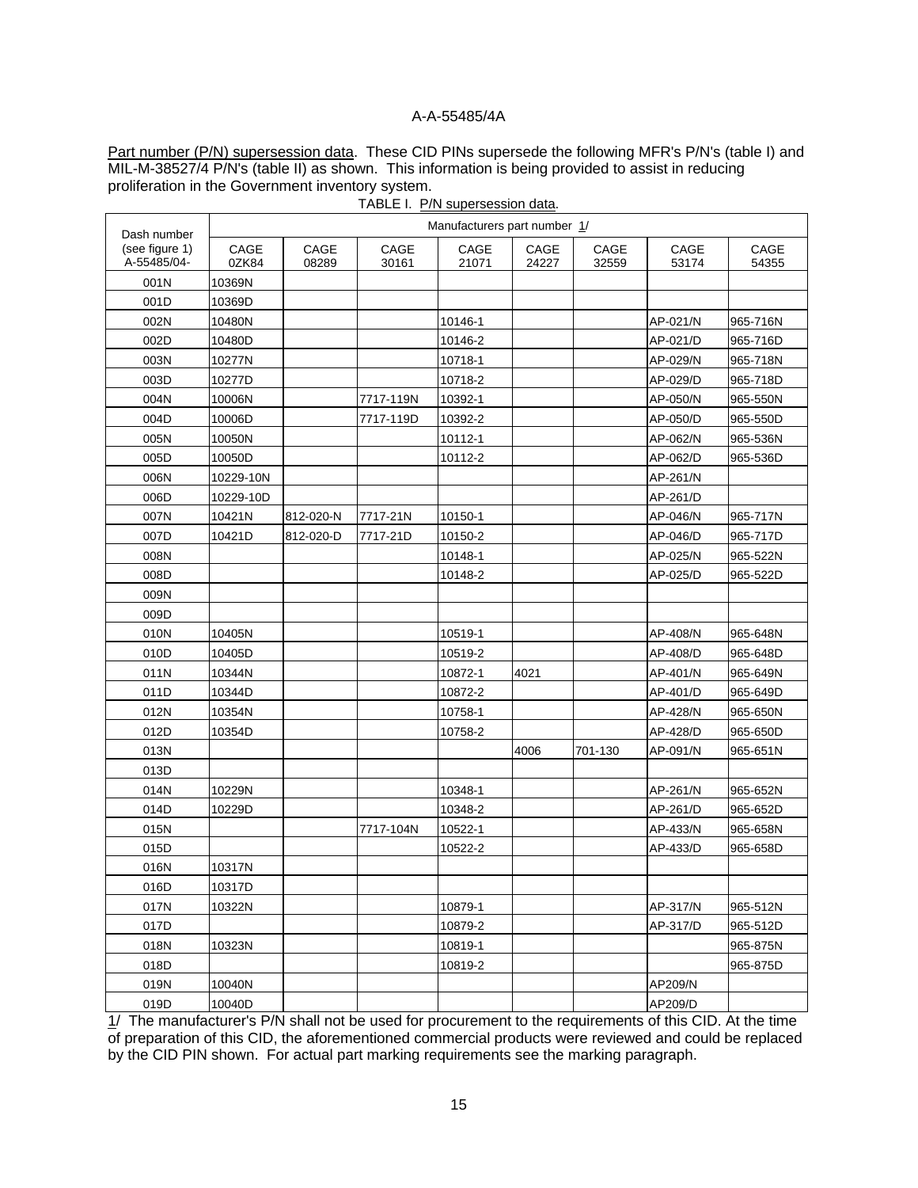A-A-55485/4A

Part number (P/N) supersession data. These CID PINs supersede the following MFR's P/N's (table I) and MIL-M-38527/4 P/N's (table II) as shown. This information is being provided to assist in reducing proliferation in the Government inventory system.

TABLE I. P/N supersession data.

| Dash number (see figure 1) A-55485/04- | Manufacturers part number 1/ | | | | | | | |
|---|---|---|---|---|---|---|---|---|
| | CAGE 0ZK84 | CAGE 08289 | CAGE 30161 | CAGE 21071 | CAGE 24227 | CAGE 32559 | CAGE 53174 | CAGE 54355 |
| 001N | 10369N | | | | | | | |
| 001D | 10369D | | | | | | | |
| 002N | 10480N | | | 10146-1 | | | AP-021/N | 965-716N |
| 002D | 10480D | | | 10146-2 | | | AP-021/D | 965-716D |
| 003N | 10277N | | | 10718-1 | | | AP-029/N | 965-718N |
| 003D | 10277D | | | 10718-2 | | | AP-029/D | 965-718D |
| 004N | 10006N | | 7717-119N | 10392-1 | | | AP-050/N | 965-550N |
| 004D | 10006D | | 7717-119D | 10392-2 | | | AP-050/D | 965-550D |
| 005N | 10050N | | | 10112-1 | | | AP-062/N | 965-536N |
| 005D | 10050D | | | 10112-2 | | | AP-062/D | 965-536D |
| 006N | 10229-10N | | | | | | AP-261/N | |
| 006D | 10229-10D | | | | | | AP-261/D | |
| 007N | 10421N | 812-020-N | 7717-21N | 10150-1 | | | AP-046/N | 965-717N |
| 007D | 10421D | 812-020-D | 7717-21D | 10150-2 | | | AP-046/D | 965-717D |
| 008N | | | | 10148-1 | | | AP-025/N | 965-522N |
| 008D | | | | 10148-2 | | | AP-025/D | 965-522D |
| 009N | | | | | | | | |
| 009D | | | | | | | | |
| 010N | 10405N | | | 10519-1 | | | AP-408/N | 965-648N |
| 010D | 10405D | | | 10519-2 | | | AP-408/D | 965-648D |
| 011N | 10344N | | | 10872-1 | 4021 | | AP-401/N | 965-649N |
| 011D | 10344D | | | 10872-2 | | | AP-401/D | 965-649D |
| 012N | 10354N | | | 10758-1 | | | AP-428/N | 965-650N |
| 012D | 10354D | | | 10758-2 | | | AP-428/D | 965-650D |
| 013N | | | | | 4006 | 701-130 | AP-091/N | 965-651N |
| 013D | | | | | | | | |
| 014N | 10229N | | | 10348-1 | | | AP-261/N | 965-652N |
| 014D | 10229D | | | 10348-2 | | | AP-261/D | 965-652D |
| 015N | | | 7717-104N | 10522-1 | | | AP-433/N | 965-658N |
| 015D | | | | 10522-2 | | | AP-433/D | 965-658D |
| 016N | 10317N | | | | | | | |
| 016D | 10317D | | | | | | | |
| 017N | 10322N | | | 10879-1 | | | AP-317/N | 965-512N |
| 017D | | | | 10879-2 | | | AP-317/D | 965-512D |
| 018N | 10323N | | | 10819-1 | | | | 965-875N |
| 018D | | | | 10819-2 | | | | 965-875D |
| 019N | 10040N | | | | | | AP209/N | |
| 019D | 10040D | | | | | | AP209/D | |

1/ The manufacturer's P/N shall not be used for procurement to the requirements of this CID. At the time of preparation of this CID, the aforementioned commercial products were reviewed and could be replaced by the CID PIN shown. For actual part marking requirements see the marking paragraph.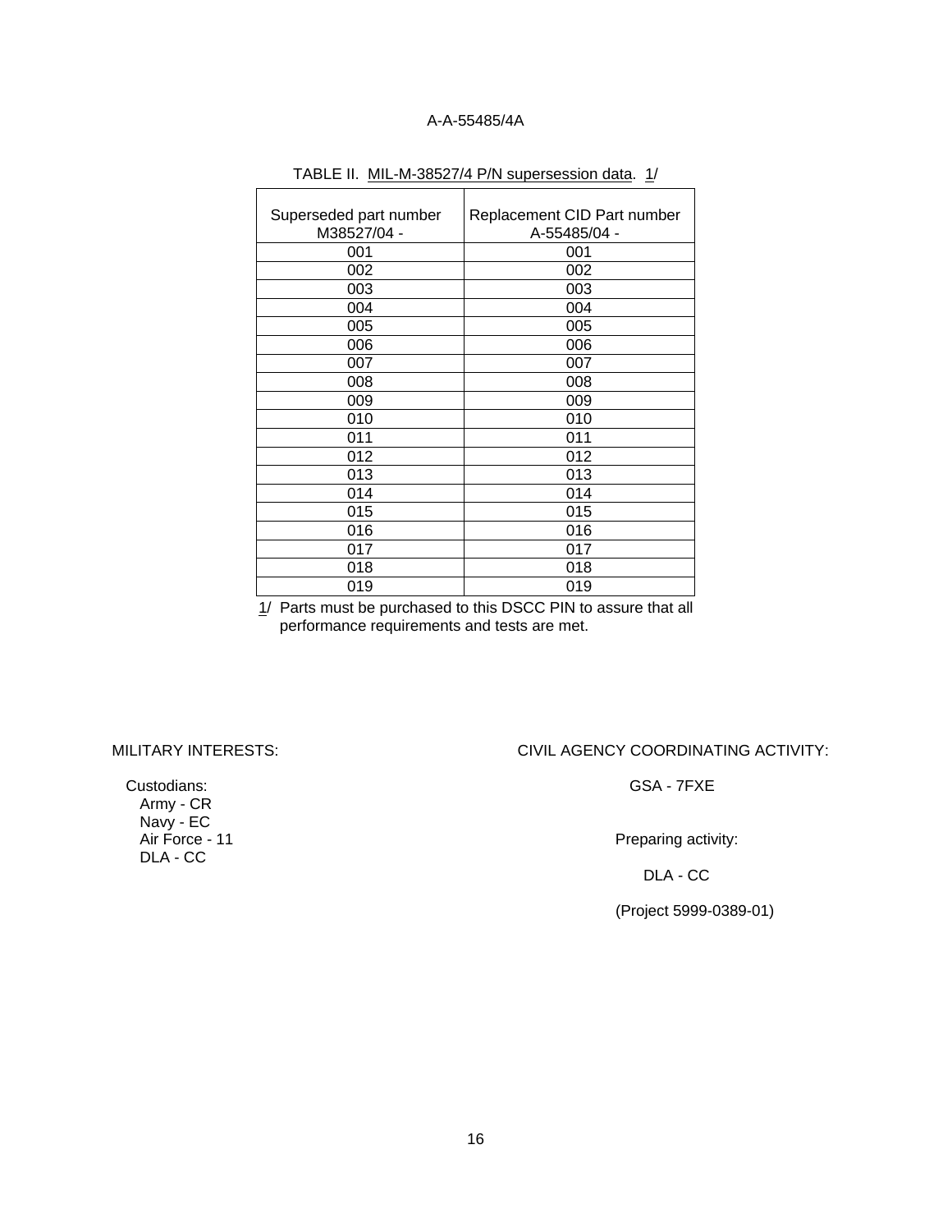TABLE II. MIL-M-38527/4 P/N supersession data. 1/

| Superseded part number M38527/04 - | Replacement CID Part number A-55485/04 - |
|---|---|
| 001 | 001 |
| 002 | 002 |
| 003 | 003 |
| 004 | 004 |
| 005 | 005 |
| 006 | 006 |
| 007 | 007 |
| 008 | 008 |
| 009 | 009 |
| 010 | 010 |
| 011 | 011 |
| 012 | 012 |
| 013 | 013 |
| 014 | 014 |
| 015 | 015 |
| 016 | 016 |
| 017 | 017 |
| 018 | 018 |
| 019 | 019 |

1/ Parts must be purchased to this DSCC PIN to assure that all performance requirements and tests are met.

MILITARY INTERESTS:

Custodians:
- Army - CR
- Navy - EC
- Air Force - 11
- DLA - CC

CIVIL AGENCY COORDINATING ACTIVITY:

GSA - 7FXE

Preparing activity:

DLA - CC

(Project 5999-0389-01)